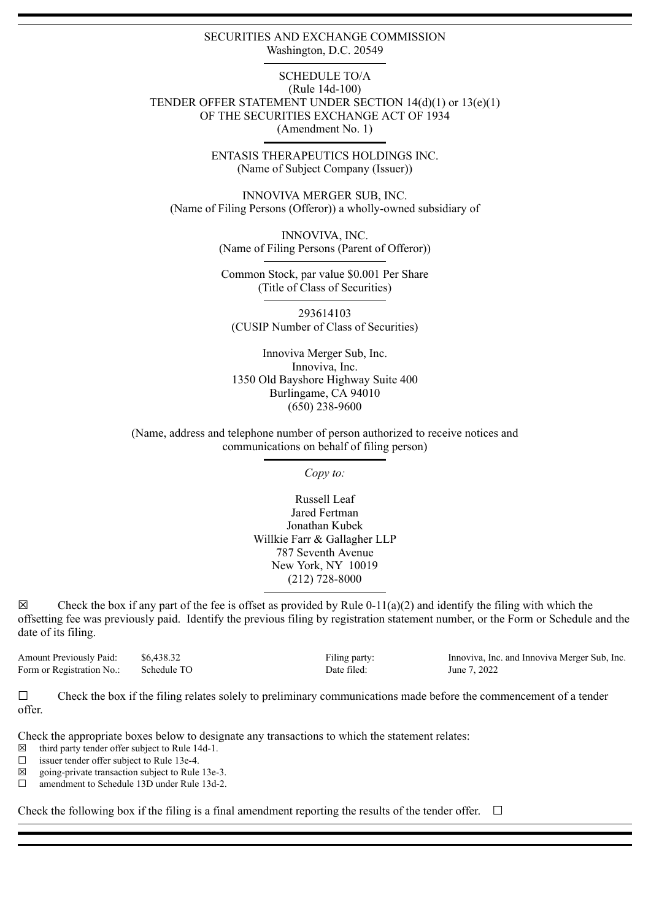SECURITIES AND EXCHANGE COMMISSION
Washington, D.C. 20549

# SCHEDULE TO/A
(Rule 14d-100)
TENDER OFFER STATEMENT UNDER SECTION 14(d)(1) or 13(e)(1)
OF THE SECURITIES EXCHANGE ACT OF 1934
(Amendment No. 1)

ENTASIS THERAPEUTICS HOLDINGS INC.
(Name of Subject Company (Issuer))

INNOVIVA MERGER SUB, INC.
(Name of Filing Persons (Offeror)) a wholly-owned subsidiary of

INNOVIVA, INC.
(Name of Filing Persons (Parent of Offeror))

Common Stock, par value $0.001 Per Share
(Title of Class of Securities)

293614103
(CUSIP Number of Class of Securities)

Innoviva Merger Sub, Inc.
Innoviva, Inc.
1350 Old Bayshore Highway Suite 400
Burlingame, CA 94010
(650) 238-9600

(Name, address and telephone number of person authorized to receive notices and communications on behalf of filing person)

*Copy to:*

Russell Leaf
Jared Fertman
Jonathan Kubek
Willkie Farr & Gallagher LLP
787 Seventh Avenue
New York, NY 10019
(212) 728-8000

☒ Check the box if any part of the fee is offset as provided by Rule 0-11(a)(2) and identify the filing with which the offsetting fee was previously paid. Identify the previous filing by registration statement number, or the Form or Schedule and the date of its filing.

| | | | |
|---|---|---|---|
| Amount Previously Paid: | $6,438.32 | Filing party: | Innoviva, Inc. and Innoviva Merger Sub, Inc. |
| Form or Registration No.: | Schedule TO | Date filed: | June 7, 2022 |

☐ Check the box if the filing relates solely to preliminary communications made before the commencement of a tender offer.

Check the appropriate boxes below to designate any transactions to which the statement relates:

☒ third party tender offer subject to Rule 14d-1.
☐ issuer tender offer subject to Rule 13e-4.
☒ going-private transaction subject to Rule 13e-3.
☐ amendment to Schedule 13D under Rule 13d-2.

Check the following box if the filing is a final amendment reporting the results of the tender offer. ☐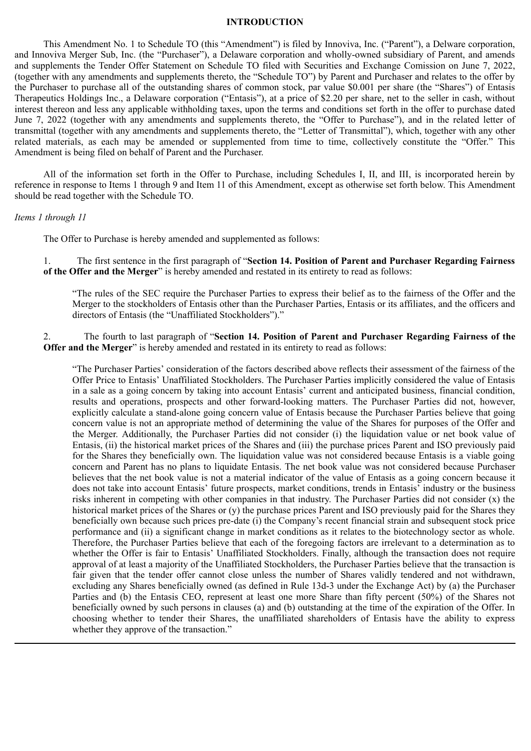# INTRODUCTION

This Amendment No. 1 to Schedule TO (this "Amendment") is filed by Innoviva, Inc. ("Parent"), a Delware corporation, and Innoviva Merger Sub, Inc. (the "Purchaser"), a Delaware corporation and wholly-owned subsidiary of Parent, and amends and supplements the Tender Offer Statement on Schedule TO filed with Securities and Exchange Comission on June 7, 2022, (together with any amendments and supplements thereto, the "Schedule TO") by Parent and Purchaser and relates to the offer by the Purchaser to purchase all of the outstanding shares of common stock, par value $0.001 per share (the "Shares") of Entasis Therapeutics Holdings Inc., a Delaware corporation ("Entasis"), at a price of $2.20 per share, net to the seller in cash, without interest thereon and less any applicable withholding taxes, upon the terms and conditions set forth in the offer to purchase dated June 7, 2022 (together with any amendments and supplements thereto, the "Offer to Purchase"), and in the related letter of transmittal (together with any amendments and supplements thereto, the "Letter of Transmittal"), which, together with any other related materials, as each may be amended or supplemented from time to time, collectively constitute the "Offer." This Amendment is being filed on behalf of Parent and the Purchaser.

All of the information set forth in the Offer to Purchase, including Schedules I, II, and III, is incorporated herein by reference in response to Items 1 through 9 and Item 11 of this Amendment, except as otherwise set forth below. This Amendment should be read together with the Schedule TO.

*Items 1 through 11*

The Offer to Purchase is hereby amended and supplemented as follows:

1. The first sentence in the first paragraph of "**Section 14. Position of Parent and Purchaser Regarding Fairness of the Offer and the Merger**" is hereby amended and restated in its entirety to read as follows:

> "The rules of the SEC require the Purchaser Parties to express their belief as to the fairness of the Offer and the Merger to the stockholders of Entasis other than the Purchaser Parties, Entasis or its affiliates, and the officers and directors of Entasis (the "Unaffiliated Stockholders")."

2. The fourth to last paragraph of "**Section 14. Position of Parent and Purchaser Regarding Fairness of the Offer and the Merger**" is hereby amended and restated in its entirety to read as follows:

> "The Purchaser Parties' consideration of the factors described above reflects their assessment of the fairness of the Offer Price to Entasis' Unaffiliated Stockholders. The Purchaser Parties implicitly considered the value of Entasis in a sale as a going concern by taking into account Entasis' current and anticipated business, financial condition, results and operations, prospects and other forward-looking matters. The Purchaser Parties did not, however, explicitly calculate a stand-alone going concern value of Entasis because the Purchaser Parties believe that going concern value is not an appropriate method of determining the value of the Shares for purposes of the Offer and the Merger. Additionally, the Purchaser Parties did not consider (i) the liquidation value or net book value of Entasis, (ii) the historical market prices of the Shares and (iii) the purchase prices Parent and ISO previously paid for the Shares they beneficially own. The liquidation value was not considered because Entasis is a viable going concern and Parent has no plans to liquidate Entasis. The net book value was not considered because Purchaser believes that the net book value is not a material indicator of the value of Entasis as a going concern because it does not take into account Entasis' future prospects, market conditions, trends in Entasis' industry or the business risks inherent in competing with other companies in that industry. The Purchaser Parties did not consider (x) the historical market prices of the Shares or (y) the purchase prices Parent and ISO previously paid for the Shares they beneficially own because such prices pre-date (i) the Company's recent financial strain and subsequent stock price performance and (ii) a significant change in market conditions as it relates to the biotechnology sector as whole. Therefore, the Purchaser Parties believe that each of the foregoing factors are irrelevant to a determination as to whether the Offer is fair to Entasis' Unaffiliated Stockholders. Finally, although the transaction does not require approval of at least a majority of the Unaffiliated Stockholders, the Purchaser Parties believe that the transaction is fair given that the tender offer cannot close unless the number of Shares validly tendered and not withdrawn, excluding any Shares beneficially owned (as defined in Rule 13d-3 under the Exchange Act) by (a) the Purchaser Parties and (b) the Entasis CEO, represent at least one more Share than fifty percent (50%) of the Shares not beneficially owned by such persons in clauses (a) and (b) outstanding at the time of the expiration of the Offer. In choosing whether to tender their Shares, the unaffiliated shareholders of Entasis have the ability to express whether they approve of the transaction."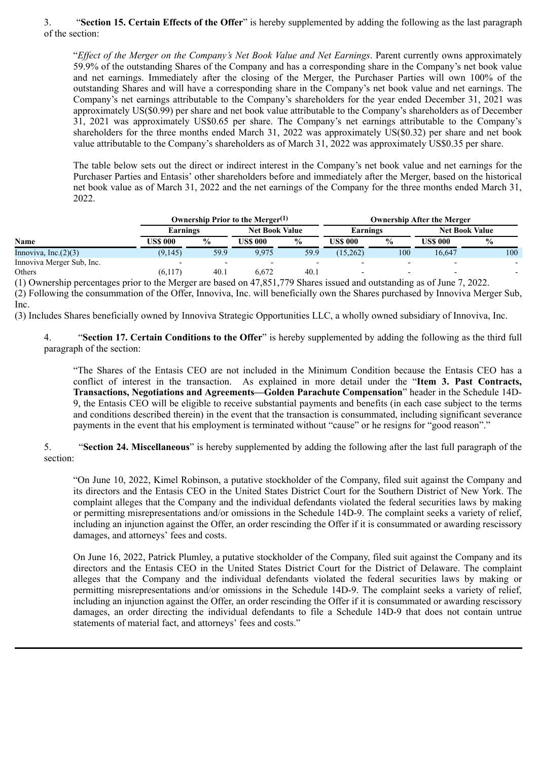3. "**Section 15. Certain Effects of the Offer**" is hereby supplemented by adding the following as the last paragraph of the section:

> "*Effect of the Merger on the Company's Net Book Value and Net Earnings*. Parent currently owns approximately 59.9% of the outstanding Shares of the Company and has a corresponding share in the Company's net book value and net earnings. Immediately after the closing of the Merger, the Purchaser Parties will own 100% of the outstanding Shares and will have a corresponding share in the Company's net book value and net earnings. The Company's net earnings attributable to the Company's shareholders for the year ended December 31, 2021 was approximately US($0.99) per share and net book value attributable to the Company's shareholders as of December 31, 2021 was approximately US$0.65 per share. The Company's net earnings attributable to the Company's shareholders for the three months ended March 31, 2022 was approximately US($0.32) per share and net book value attributable to the Company's shareholders as of March 31, 2022 was approximately US$0.35 per share.
>
> The table below sets out the direct or indirect interest in the Company's net book value and net earnings for the Purchaser Parties and Entasis' other shareholders before and immediately after the Merger, based on the historical net book value as of March 31, 2022 and the net earnings of the Company for the three months ended March 31, 2022.

| | Ownership Prior to the Merger(1) | | | | Ownership After the Merger | | | |
|---|---|---|---|---|---|---|---|---|
| | Earnings | | Net Book Value | | Earnings | | Net Book Value | |
| Name | US$ 000 | % | US$ 000 | % | US$ 000 | % | US$ 000 | % |
| Innoviva, Inc.(2)(3) | (9,145) | 59.9 | 9,975 | 59.9 | (15,262) | 100 | 16,647 | 100 |
| Innoviva Merger Sub, Inc. | - | - | - | - | - | - | - | - |
| Others | (6,117) | 40.1 | 6,672 | 40.1 | - | - | - | - |

(1) Ownership percentages prior to the Merger are based on 47,851,779 Shares issued and outstanding as of June 7, 2022.

(2) Following the consummation of the Offer, Innoviva, Inc. will beneficially own the Shares purchased by Innoviva Merger Sub, Inc.

(3) Includes Shares beneficially owned by Innoviva Strategic Opportunities LLC, a wholly owned subsidiary of Innoviva, Inc.

4. "**Section 17. Certain Conditions to the Offer**" is hereby supplemented by adding the following as the third full paragraph of the section:

> "The Shares of the Entasis CEO are not included in the Minimum Condition because the Entasis CEO has a conflict of interest in the transaction. As explained in more detail under the "**Item 3. Past Contracts, Transactions, Negotiations and Agreements—Golden Parachute Compensation**" header in the Schedule 14D-9, the Entasis CEO will be eligible to receive substantial payments and benefits (in each case subject to the terms and conditions described therein) in the event that the transaction is consummated, including significant severance payments in the event that his employment is terminated without "cause" or he resigns for "good reason"."

5. "**Section 24. Miscellaneous**" is hereby supplemented by adding the following after the last full paragraph of the section:

> "On June 10, 2022, Kimel Robinson, a putative stockholder of the Company, filed suit against the Company and its directors and the Entasis CEO in the United States District Court for the Southern District of New York. The complaint alleges that the Company and the individual defendants violated the federal securities laws by making or permitting misrepresentations and/or omissions in the Schedule 14D-9. The complaint seeks a variety of relief, including an injunction against the Offer, an order rescinding the Offer if it is consummated or awarding rescissory damages, and attorneys' fees and costs.
>
> On June 16, 2022, Patrick Plumley, a putative stockholder of the Company, filed suit against the Company and its directors and the Entasis CEO in the United States District Court for the District of Delaware. The complaint alleges that the Company and the individual defendants violated the federal securities laws by making or permitting misrepresentations and/or omissions in the Schedule 14D-9. The complaint seeks a variety of relief, including an injunction against the Offer, an order rescinding the Offer if it is consummated or awarding rescissory damages, an order directing the individual defendants to file a Schedule 14D-9 that does not contain untrue statements of material fact, and attorneys' fees and costs."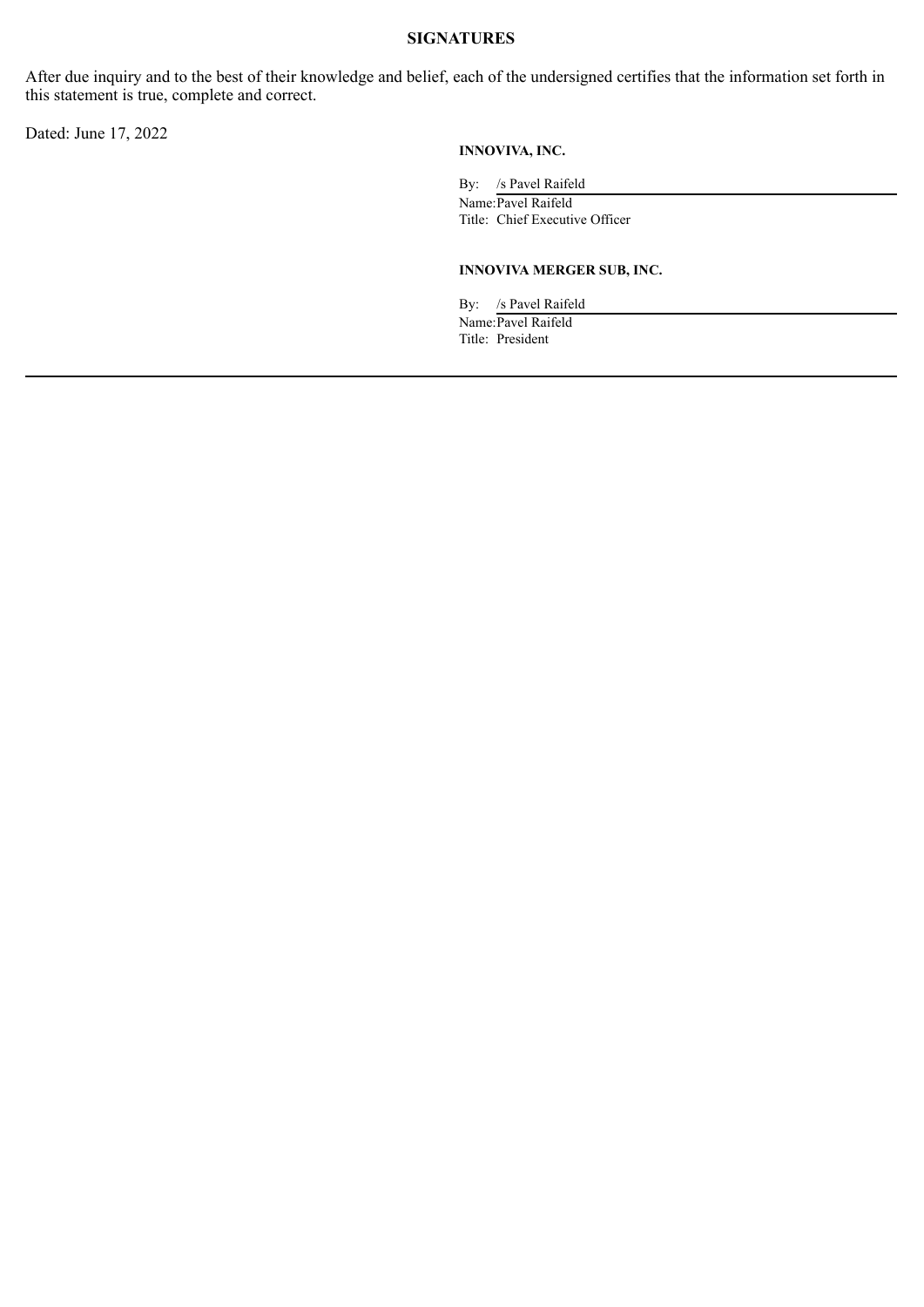## SIGNATURES

After due inquiry and to the best of their knowledge and belief, each of the undersigned certifies that the information set forth in this statement is true, complete and correct.

Dated: June 17, 2022

**INNOVIVA, INC.**

By: /s Pavel Raifeld
Name: Pavel Raifeld
Title: Chief Executive Officer

**INNOVIVA MERGER SUB, INC.**

By: /s Pavel Raifeld
Name: Pavel Raifeld
Title: President